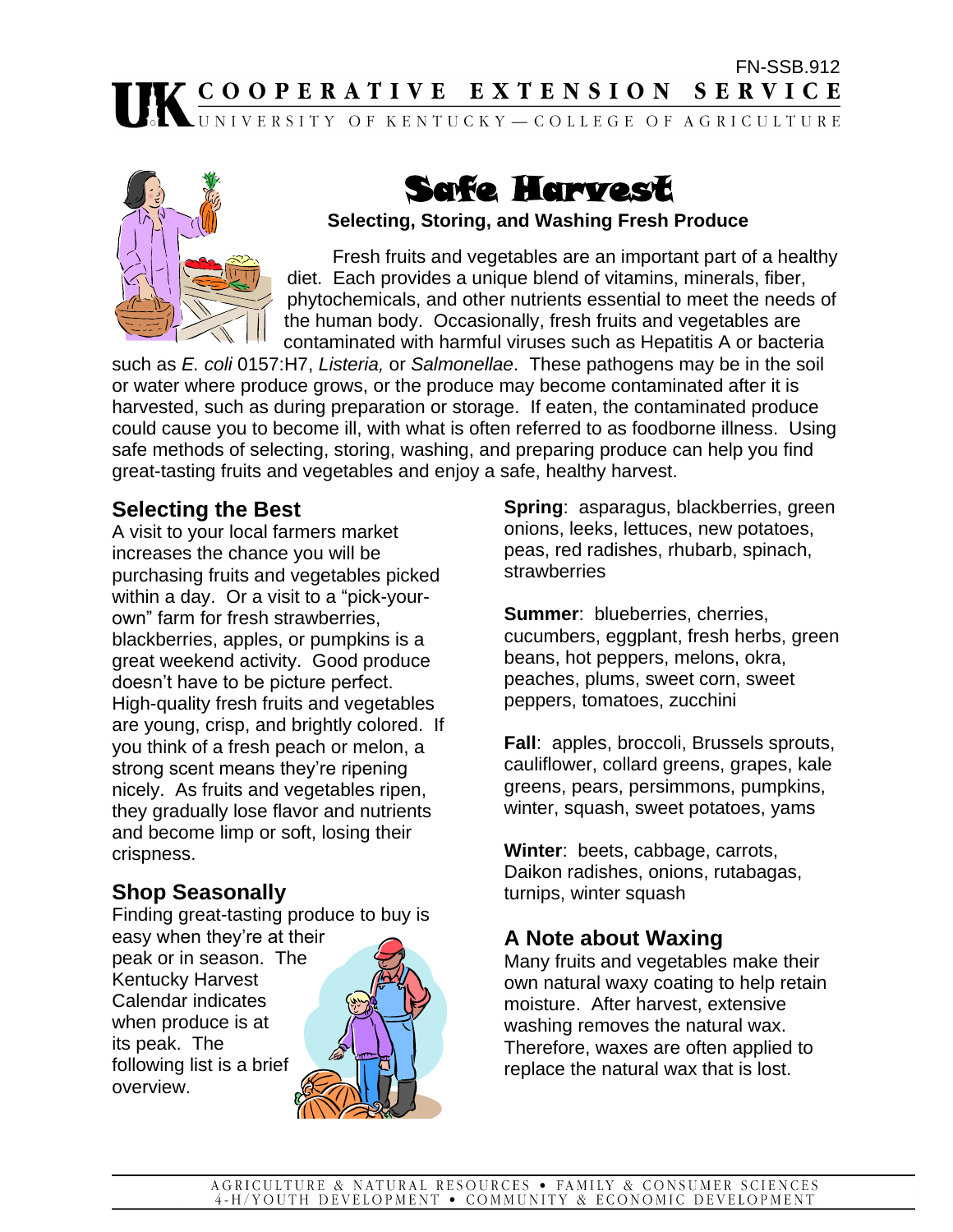FN-SSB.912

UK COOPERATIVE EXTENSION SERVICE

UNIVERSITY OF KENTUCKY—COLLEGE OF AGRICULTURE

# Safe Harvest

**Selecting, Storing, and Washing Fresh Produce**

Fresh fruits and vegetables are an important part of a healthy diet. Each provides a unique blend of vitamins, minerals, fiber, phytochemicals, and other nutrients essential to meet the needs of the human body. Occasionally, fresh fruits and vegetables are contaminated with harmful viruses such as Hepatitis A or bacteria such as *E. coli* 0157:H7, *Listeria,* or *Salmonellae*. These pathogens may be in the soil or water where produce grows, or the produce may become contaminated after it is harvested, such as during preparation or storage. If eaten, the contaminated produce could cause you to become ill, with what is often referred to as foodborne illness. Using safe methods of selecting, storing, washing, and preparing produce can help you find great-tasting fruits and vegetables and enjoy a safe, healthy harvest.

## Selecting the Best

A visit to your local farmers market increases the chance you will be purchasing fruits and vegetables picked within a day. Or a visit to a "pick-your-own" farm for fresh strawberries, blackberries, apples, or pumpkins is a great weekend activity. Good produce doesn't have to be picture perfect. High-quality fresh fruits and vegetables are young, crisp, and brightly colored. If you think of a fresh peach or melon, a strong scent means they're ripening nicely. As fruits and vegetables ripen, they gradually lose flavor and nutrients and become limp or soft, losing their crispness.

## Shop Seasonally

Finding great-tasting produce to buy is easy when they're at their peak or in season. The Kentucky Harvest Calendar indicates when produce is at its peak. The following list is a brief overview.

**Spring**: asparagus, blackberries, green onions, leeks, lettuces, new potatoes, peas, red radishes, rhubarb, spinach, strawberries

**Summer**: blueberries, cherries, cucumbers, eggplant, fresh herbs, green beans, hot peppers, melons, okra, peaches, plums, sweet corn, sweet peppers, tomatoes, zucchini

**Fall**: apples, broccoli, Brussels sprouts, cauliflower, collard greens, grapes, kale greens, pears, persimmons, pumpkins, winter, squash, sweet potatoes, yams

**Winter**: beets, cabbage, carrots, Daikon radishes, onions, rutabagas, turnips, winter squash

## A Note about Waxing

Many fruits and vegetables make their own natural waxy coating to help retain moisture. After harvest, extensive washing removes the natural wax. Therefore, waxes are often applied to replace the natural wax that is lost.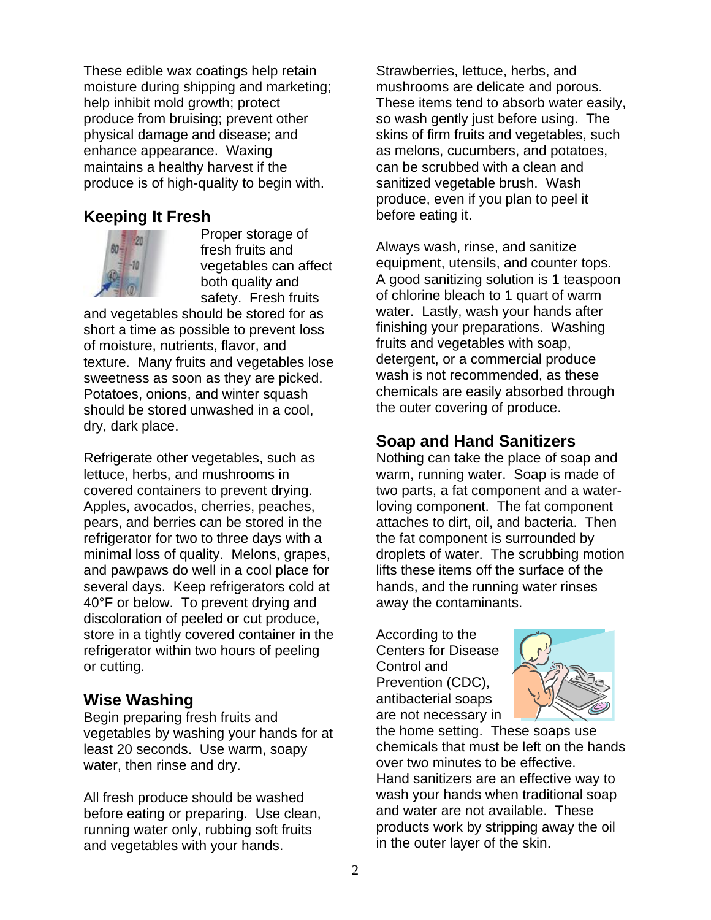These edible wax coatings help retain moisture during shipping and marketing; help inhibit mold growth; protect produce from bruising; prevent other physical damage and disease; and enhance appearance. Waxing maintains a healthy harvest if the produce is of high-quality to begin with.

## Keeping It Fresh

Proper storage of fresh fruits and vegetables can affect both quality and safety. Fresh fruits and vegetables should be stored for as short a time as possible to prevent loss of moisture, nutrients, flavor, and texture. Many fruits and vegetables lose sweetness as soon as they are picked. Potatoes, onions, and winter squash should be stored unwashed in a cool, dry, dark place.

Refrigerate other vegetables, such as lettuce, herbs, and mushrooms in covered containers to prevent drying. Apples, avocados, cherries, peaches, pears, and berries can be stored in the refrigerator for two to three days with a minimal loss of quality. Melons, grapes, and pawpaws do well in a cool place for several days. Keep refrigerators cold at 40°F or below. To prevent drying and discoloration of peeled or cut produce, store in a tightly covered container in the refrigerator within two hours of peeling or cutting.

## Wise Washing

Begin preparing fresh fruits and vegetables by washing your hands for at least 20 seconds. Use warm, soapy water, then rinse and dry.

All fresh produce should be washed before eating or preparing. Use clean, running water only, rubbing soft fruits and vegetables with your hands.

Strawberries, lettuce, herbs, and mushrooms are delicate and porous. These items tend to absorb water easily, so wash gently just before using. The skins of firm fruits and vegetables, such as melons, cucumbers, and potatoes, can be scrubbed with a clean and sanitized vegetable brush. Wash produce, even if you plan to peel it before eating it.

Always wash, rinse, and sanitize equipment, utensils, and counter tops. A good sanitizing solution is 1 teaspoon of chlorine bleach to 1 quart of warm water. Lastly, wash your hands after finishing your preparations. Washing fruits and vegetables with soap, detergent, or a commercial produce wash is not recommended, as these chemicals are easily absorbed through the outer covering of produce.

## Soap and Hand Sanitizers

Nothing can take the place of soap and warm, running water. Soap is made of two parts, a fat component and a water-loving component. The fat component attaches to dirt, oil, and bacteria. Then the fat component is surrounded by droplets of water. The scrubbing motion lifts these items off the surface of the hands, and the running water rinses away the contaminants.

According to the Centers for Disease Control and Prevention (CDC), antibacterial soaps are not necessary in the home setting. These soaps use chemicals that must be left on the hands over two minutes to be effective. Hand sanitizers are an effective way to wash your hands when traditional soap and water are not available. These products work by stripping away the oil in the outer layer of the skin.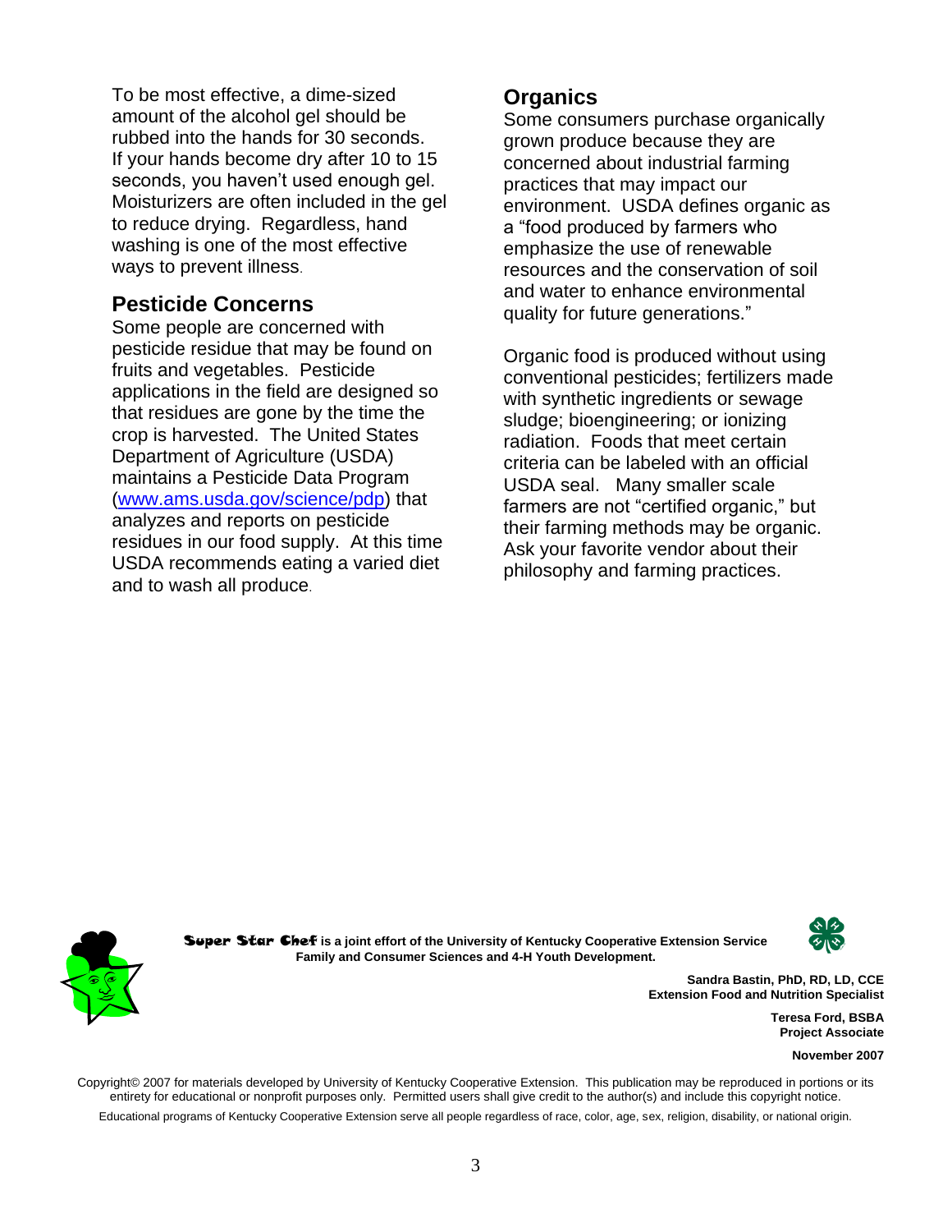To be most effective, a dime-sized amount of the alcohol gel should be rubbed into the hands for 30 seconds. If your hands become dry after 10 to 15 seconds, you haven't used enough gel. Moisturizers are often included in the gel to reduce drying. Regardless, hand washing is one of the most effective ways to prevent illness.

## Pesticide Concerns

Some people are concerned with pesticide residue that may be found on fruits and vegetables. Pesticide applications in the field are designed so that residues are gone by the time the crop is harvested. The United States Department of Agriculture (USDA) maintains a Pesticide Data Program (www.ams.usda.gov/science/pdp) that analyzes and reports on pesticide residues in our food supply. At this time USDA recommends eating a varied diet and to wash all produce.

## Organics

Some consumers purchase organically grown produce because they are concerned about industrial farming practices that may impact our environment. USDA defines organic as a "food produced by farmers who emphasize the use of renewable resources and the conservation of soil and water to enhance environmental quality for future generations."

Organic food is produced without using conventional pesticides; fertilizers made with synthetic ingredients or sewage sludge; bioengineering; or ionizing radiation. Foods that meet certain criteria can be labeled with an official USDA seal. Many smaller scale farmers are not "certified organic," but their farming methods may be organic. Ask your favorite vendor about their philosophy and farming practices.

**Super Star Chef is a joint effort of the University of Kentucky Cooperative Extension Service Family and Consumer Sciences and 4-H Youth Development.**

**Sandra Bastin, PhD, RD, LD, CCE**
**Extension Food and Nutrition Specialist**

**Teresa Ford, BSBA**
**Project Associate**

**November 2007**

Copyright© 2007 for materials developed by University of Kentucky Cooperative Extension. This publication may be reproduced in portions or its entirety for educational or nonprofit purposes only. Permitted users shall give credit to the author(s) and include this copyright notice.

Educational programs of Kentucky Cooperative Extension serve all people regardless of race, color, age, sex, religion, disability, or national origin.